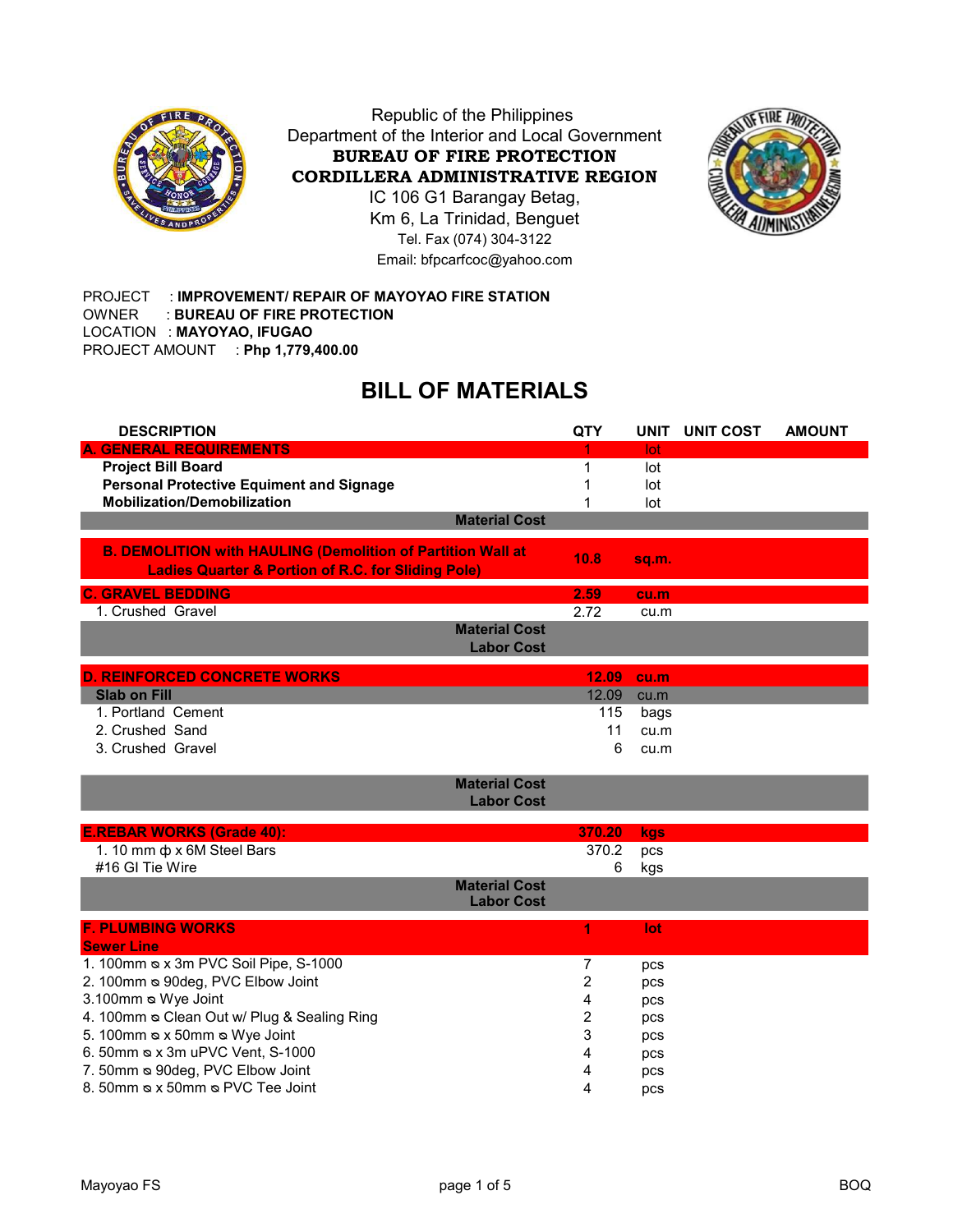Republic of the Philippines
Department of the Interior and Local Government
**BUREAU OF FIRE PROTECTION**
**CORDILLERA ADMINISTRATIVE REGION**
IC 106 G1 Barangay Betag,
Km 6, La Trinidad, Benguet
Tel. Fax (074) 304-3122
Email: bfpcarfcoc@yahoo.com

PROJECT : **IMPROVEMENT/ REPAIR OF MAYOYAO FIRE STATION**
OWNER : **BUREAU OF FIRE PROTECTION**
LOCATION : **MAYOYAO, IFUGAO**
PROJECT AMOUNT : **Php 1,779,400.00**

# BILL OF MATERIALS

| DESCRIPTION | QTY | UNIT | UNIT COST | AMOUNT |
|---|---|---|---|---|
| **A. GENERAL REQUIREMENTS** | 1 | lot | | |
| **Project Bill Board** | 1 | lot | | |
| **Personal Protective Equipment and Signage** | 1 | lot | | |
| **Mobilization/Demobilization** | 1 | lot | | |
| **Material Cost** | | | | |
| **B. DEMOLITION with HAULING (Demolition of Partition Wall at Ladies Quarter & Portion of R.C. for Sliding Pole)** | 10.8 | sq.m. | | |
| **C. GRAVEL BEDDING** | 2.59 | cu.m | | |
| 1. Crushed Gravel | 2.72 | cu.m | | |
| **Material Cost** | | | | |
| **Labor Cost** | | | | |
| **D. REINFORCED CONCRETE WORKS** | 12.09 | cu.m | | |
| **Slab on Fill** | 12.09 | cu.m | | |
| 1. Portland Cement | 115 | bags | | |
| 2. Crushed Sand | 11 | cu.m | | |
| 3. Crushed Gravel | 6 | cu.m | | |
| **Material Cost** | | | | |
| **Labor Cost** | | | | |
| **E.REBAR WORKS (Grade 40):** | 370.20 | kgs | | |
| 1. 10 mm ф x 6M Steel Bars | 370.2 | pcs | | |
| #16 GI Tie Wire | 6 | kgs | | |
| **Material Cost** | | | | |
| **Labor Cost** | | | | |
| **F. PLUMBING WORKS** | 1 | lot | | |
| **Sewer Line** | | | | |
| 1. 100mm ø x 3m PVC Soil Pipe, S-1000 | 7 | pcs | | |
| 2. 100mm ø 90deg, PVC Elbow Joint | 2 | pcs | | |
| 3.100mm ø Wye Joint | 4 | pcs | | |
| 4. 100mm ø Clean Out w/ Plug & Sealing Ring | 2 | pcs | | |
| 5. 100mm ø x 50mm ø Wye Joint | 3 | pcs | | |
| 6. 50mm ø x 3m uPVC Vent, S-1000 | 4 | pcs | | |
| 7. 50mm ø 90deg, PVC Elbow Joint | 4 | pcs | | |
| 8. 50mm ø x 50mm ø PVC Tee Joint | 4 | pcs | | |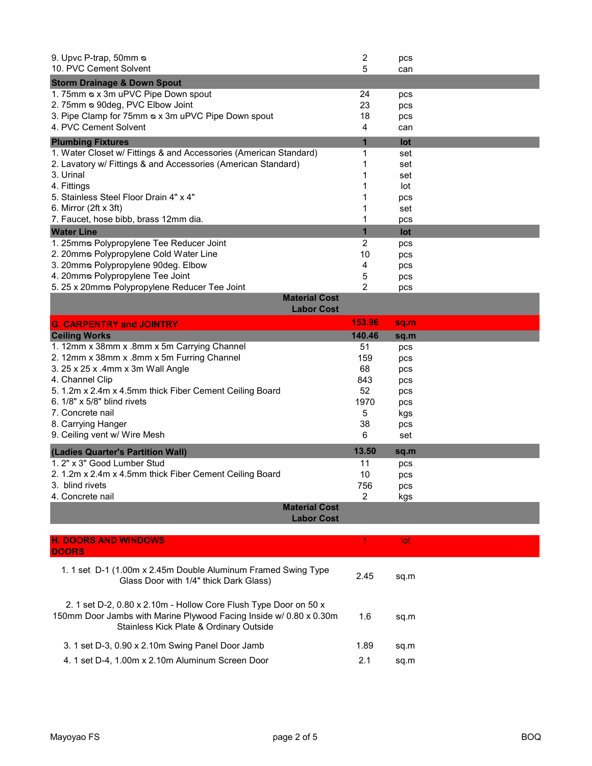| Description | Qty | Unit |
|---|---|---|
| 9. Upvc P-trap, 50mm ø | 2 | pcs |
| 10. PVC Cement Solvent | 5 | can |
| **Storm Drainage & Down Spout** | | |
| 1. 75mm ø x 3m uPVC Pipe Down spout | 24 | pcs |
| 2. 75mm ø 90deg, PVC Elbow Joint | 23 | pcs |
| 3. Pipe Clamp for 75mm ø x 3m uPVC Pipe Down spout | 18 | pcs |
| 4. PVC Cement Solvent | 4 | can |
| **Plumbing Fixtures** | **1** | **lot** |
| 1. Water Closet w/ Fittings & and Accessories (American Standard) | 1 | set |
| 2. Lavatory w/ Fittings & and Accessories (American Standard) | 1 | set |
| 3. Urinal | 1 | set |
| 4. Fittings | 1 | lot |
| 5. Stainless Steel Floor Drain 4" x 4" | 1 | pcs |
| 6. Mirror (2ft x 3ft) | 1 | set |
| 7. Faucet, hose bibb, brass 12mm dia. | 1 | pcs |
| **Water Line** | **1** | **lot** |
| 1. 25mmø Polypropylene Tee Reducer Joint | 2 | pcs |
| 2. 20mmø Polypropylene Cold Water Line | 10 | pcs |
| 3. 20mmø Polypropylene 90deg. Elbow | 4 | pcs |
| 4. 20mmø Polypropylene Tee Joint | 5 | pcs |
| 5. 25 x 20mmø Polypropylene Reducer Tee Joint | 2 | pcs |
| **Material Cost** | | |
| **Labor Cost** | | |
| **G. CARPENTRY and JOINTRY** | **153.96** | **sq.m** |
| **Ceiling Works** | **140.46** | **sq.m** |
| 1. 12mm x 38mm x .8mm x 5m Carrying Channel | 51 | pcs |
| 2. 12mm x 38mm x .8mm x 5m Furring Channel | 159 | pcs |
| 3. 25 x 25 x .4mm x 3m Wall Angle | 68 | pcs |
| 4. Channel Clip | 843 | pcs |
| 5. 1.2m x 2.4m x 4.5mm thick Fiber Cement Ceiling Board | 52 | pcs |
| 6. 1/8" x 5/8" blind rivets | 1970 | pcs |
| 7. Concrete nail | 5 | kgs |
| 8. Carrying Hanger | 38 | pcs |
| 9. Ceiling vent w/ Wire Mesh | 6 | set |
| **(Ladies Quarter's Partition Wall)** | **13.50** | **sq.m** |
| 1. 2" x 3" Good Lumber Stud | 11 | pcs |
| 2. 1.2m x 2.4m x 4.5mm thick Fiber Cement Ceiling Board | 10 | pcs |
| 3. blind rivets | 756 | pcs |
| 4. Concrete nail | 2 | kgs |
| **Material Cost** | | |
| **Labor Cost** | | |
| **H. DOORS AND WINDOWS** | 1 | lot |
| **DOORS** | | |
| 1. 1 set D-1 (1.00m x 2.45m Double Aluminum Framed Swing Type Glass Door with 1/4" thick Dark Glass) | 2.45 | sq.m |
| 2. 1 set D-2, 0.80 x 2.10m - Hollow Core Flush Type Door on 50 x 150mm Door Jambs with Marine Plywood Facing Inside w/ 0.80 x 0.30m Stainless Kick Plate & Ordinary Outside | 1.6 | sq.m |
| 3. 1 set D-3, 0.90 x 2.10m Swing Panel Door Jamb | 1.89 | sq.m |
| 4. 1 set D-4, 1.00m x 2.10m Aluminum Screen Door | 2.1 | sq.m |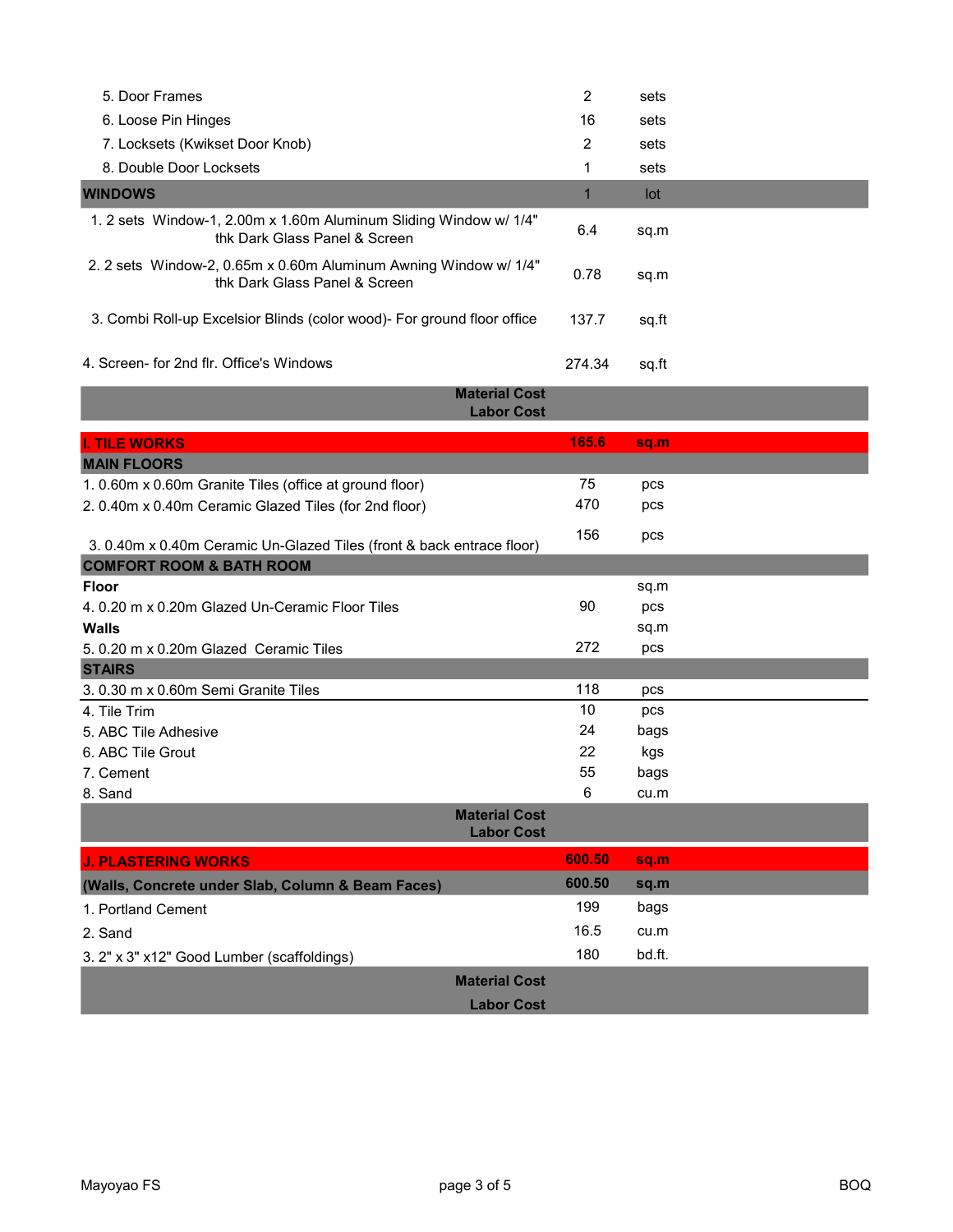| Item | Qty | Unit |
|---|---|---|
| 5. Door Frames | 2 | sets |
| 6. Loose Pin Hinges | 16 | sets |
| 7. Locksets (Kwikset Door Knob) | 2 | sets |
| 8. Double Door Locksets | 1 | sets |
| **WINDOWS** | 1 | lot |
| 1. 2 sets Window-1, 2.00m x 1.60m Aluminum Sliding Window w/ 1/4" thk Dark Glass Panel & Screen | 6.4 | sq.m |
| 2. 2 sets Window-2, 0.65m x 0.60m Aluminum Awning Window w/ 1/4" thk Dark Glass Panel & Screen | 0.78 | sq.m |
| 3. Combi Roll-up Excelsior Blinds (color wood)- For ground floor office | 137.7 | sq.ft |
| 4. Screen- for 2nd flr. Office's Windows | 274.34 | sq.ft |
| **Material Cost** | | |
| **Labor Cost** | | |
| **I. TILE WORKS** | **165.6** | **sq.m** |
| **MAIN FLOORS** | | |
| 1. 0.60m x 0.60m Granite Tiles (office at ground floor) | 75 | pcs |
| 2. 0.40m x 0.40m Ceramic Glazed Tiles (for 2nd floor) | 470 | pcs |
| 3. 0.40m x 0.40m Ceramic Un-Glazed Tiles (front & back entrace floor) | 156 | pcs |
| **COMFORT ROOM & BATH ROOM** | | |
| **Floor** | | sq.m |
| 4. 0.20 m x 0.20m Glazed Un-Ceramic Floor Tiles | 90 | pcs |
| **Walls** | | sq.m |
| 5. 0.20 m x 0.20m Glazed Ceramic Tiles | 272 | pcs |
| **STAIRS** | | |
| 3. 0.30 m x 0.60m Semi Granite Tiles | 118 | pcs |
| 4. Tile Trim | 10 | pcs |
| 5. ABC Tile Adhesive | 24 | bags |
| 6. ABC Tile Grout | 22 | kgs |
| 7. Cement | 55 | bags |
| 8. Sand | 6 | cu.m |
| **Material Cost** | | |
| **Labor Cost** | | |
| **J. PLASTERING WORKS** | **600.50** | **sq.m** |
| **(Walls, Concrete under Slab, Column & Beam Faces)** | **600.50** | **sq.m** |
| 1. Portland Cement | 199 | bags |
| 2. Sand | 16.5 | cu.m |
| 3. 2" x 3" x12" Good Lumber (scaffoldings) | 180 | bd.ft. |
| **Material Cost** | | |
| **Labor Cost** | | |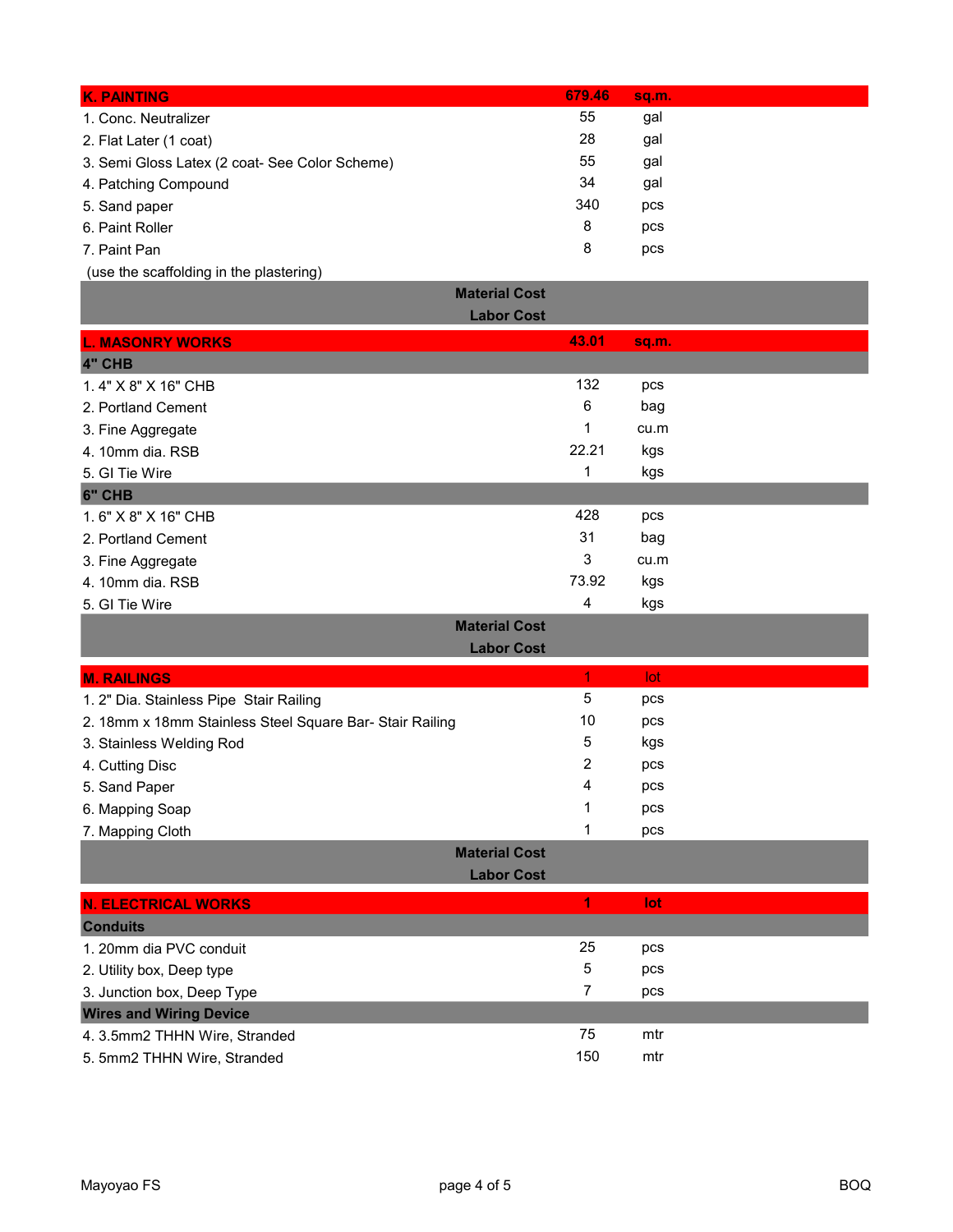| Item | Quantity | Unit |
|---|---|---|
| **K. PAINTING** | **679.46** | **sq.m.** |
| 1. Conc. Neutralizer | 55 | gal |
| 2. Flat Later (1 coat) | 28 | gal |
| 3. Semi Gloss Latex (2 coat- See Color Scheme) | 55 | gal |
| 4. Patching Compound | 34 | gal |
| 5. Sand paper | 340 | pcs |
| 6. Paint Roller | 8 | pcs |
| 7. Paint Pan | 8 | pcs |
| (use the scaffolding in the plastering) | | |
| **Material Cost** | | |
| **Labor Cost** | | |
| **L. MASONRY WORKS** | **43.01** | **sq.m.** |
| **4" CHB** | | |
| 1. 4" X 8" X 16" CHB | 132 | pcs |
| 2. Portland Cement | 6 | bag |
| 3. Fine Aggregate | 1 | cu.m |
| 4. 10mm dia. RSB | 22.21 | kgs |
| 5. GI Tie Wire | 1 | kgs |
| **6" CHB** | | |
| 1. 6" X 8" X 16" CHB | 428 | pcs |
| 2. Portland Cement | 31 | bag |
| 3. Fine Aggregate | 3 | cu.m |
| 4. 10mm dia. RSB | 73.92 | kgs |
| 5. GI Tie Wire | 4 | kgs |
| **Material Cost** | | |
| **Labor Cost** | | |
| **M. RAILINGS** | 1 | lot |
| 1. 2" Dia. Stainless Pipe Stair Railing | 5 | pcs |
| 2. 18mm x 18mm Stainless Steel Square Bar- Stair Railing | 10 | pcs |
| 3. Stainless Welding Rod | 5 | kgs |
| 4. Cutting Disc | 2 | pcs |
| 5. Sand Paper | 4 | pcs |
| 6. Mapping Soap | 1 | pcs |
| 7. Mapping Cloth | 1 | pcs |
| **Material Cost** | | |
| **Labor Cost** | | |
| **N. ELECTRICAL WORKS** | **1** | **lot** |
| **Conduits** | | |
| 1. 20mm dia PVC conduit | 25 | pcs |
| 2. Utility box, Deep type | 5 | pcs |
| 3. Junction box, Deep Type | 7 | pcs |
| **Wires and Wiring Device** | | |
| 4. 3.5mm2 THHN Wire, Stranded | 75 | mtr |
| 5. 5mm2 THHN Wire, Stranded | 150 | mtr |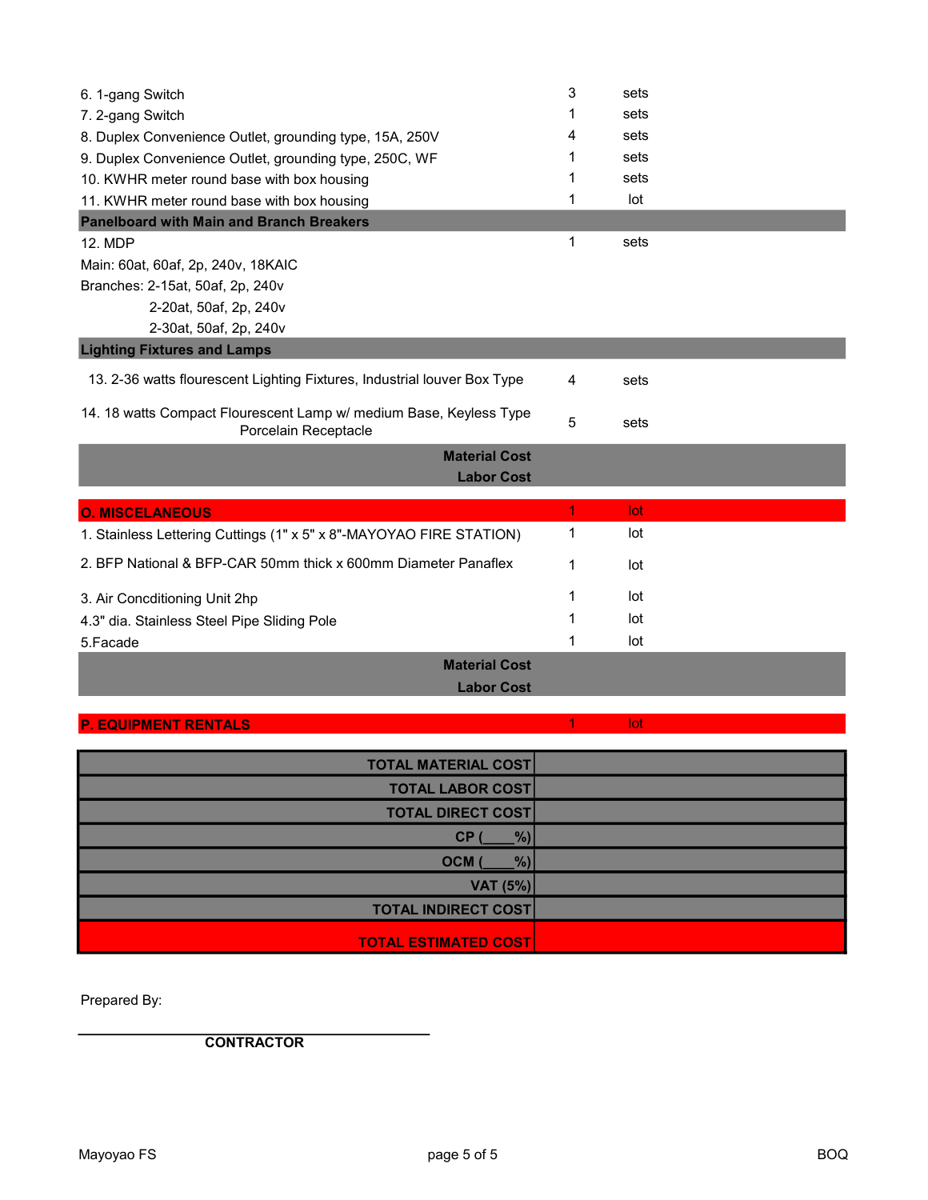| | | |
|---|---|---|
| 6. 1-gang Switch | 3 | sets |
| 7. 2-gang Switch | 1 | sets |
| 8. Duplex Convenience Outlet, grounding type, 15A, 250V | 4 | sets |
| 9. Duplex Convenience Outlet, grounding type, 250C, WF | 1 | sets |
| 10. KWHR meter round base with box housing | 1 | sets |
| 11. KWHR meter round base with box housing | 1 | lot |
| **Panelboard with Main and Branch Breakers** | | |
| 12. MDP | 1 | sets |
| Main: 60at, 60af, 2p, 240v, 18KAIC | | |
| Branches: 2-15at, 50af, 2p, 240v | | |
| 2-20at, 50af, 2p, 240v | | |
| 2-30at, 50af, 2p, 240v | | |
| **Lighting Fixtures and Lamps** | | |
| 13. 2-36 watts flourescent Lighting Fixtures, Industrial louver Box Type | 4 | sets |
| 14. 18 watts Compact Flourescent Lamp w/ medium Base, Keyless Type Porcelain Receptacle | 5 | sets |
| **Material Cost** | | |
| **Labor Cost** | | |
| **O. MISCELANEOUS** | 1 | lot |
| 1. Stainless Lettering Cuttings (1" x 5" x 8"-MAYOYAO FIRE STATION) | 1 | lot |
| 2. BFP National & BFP-CAR 50mm thick x 600mm Diameter Panaflex | 1 | lot |
| 3. Air Concditioning Unit 2hp | 1 | lot |
| 4.3" dia. Stainless Steel Pipe Sliding Pole | 1 | lot |
| 5.Facade | 1 | lot |
| **Material Cost** | | |
| **Labor Cost** | | |
| **P. EQUIPMENT RENTALS** | 1 | lot |

| | |
|---|---|
| **TOTAL MATERIAL COST** | |
| **TOTAL LABOR COST** | |
| **TOTAL DIRECT COST** | |
| **CP (\_\_\_\_%)** | |
| **OCM (\_\_\_\_%)** | |
| **VAT (5%)** | |
| **TOTAL INDIRECT COST** | |
| **TOTAL ESTIMATED COST** | |

Prepared By:

\_\_\_\_\_\_\_\_\_\_\_\_\_\_\_\_\_\_\_\_\_\_\_\_\_\_\_\_\_\_\_\_\_\_\_\_\_\_\_\_

**CONTRACTOR**